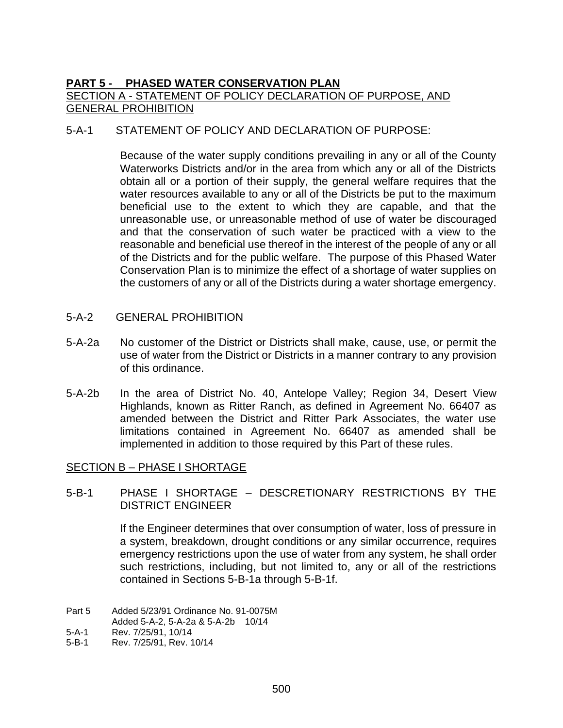# PART 5 - PHASED WATER CONSERVATION PLAN

## SECTION A - STATEMENT OF POLICY DECLARATION OF PURPOSE, AND GENERAL PROHIBITION

5-A-1 STATEMENT OF POLICY AND DECLARATION OF PURPOSE:

Because of the water supply conditions prevailing in any or all of the County Waterworks Districts and/or in the area from which any or all of the Districts obtain all or a portion of their supply, the general welfare requires that the water resources available to any or all of the Districts be put to the maximum beneficial use to the extent to which they are capable, and that the unreasonable use, or unreasonable method of use of water be discouraged and that the conservation of such water be practiced with a view to the reasonable and beneficial use thereof in the interest of the people of any or all of the Districts and for the public welfare. The purpose of this Phased Water Conservation Plan is to minimize the effect of a shortage of water supplies on the customers of any or all of the Districts during a water shortage emergency.

5-A-2 GENERAL PROHIBITION

5-A-2a No customer of the District or Districts shall make, cause, use, or permit the use of water from the District or Districts in a manner contrary to any provision of this ordinance.

5-A-2b In the area of District No. 40, Antelope Valley; Region 34, Desert View Highlands, known as Ritter Ranch, as defined in Agreement No. 66407 as amended between the District and Ritter Park Associates, the water use limitations contained in Agreement No. 66407 as amended shall be implemented in addition to those required by this Part of these rules.

## SECTION B – PHASE I SHORTAGE

5-B-1 PHASE I SHORTAGE – DESCRETIONARY RESTRICTIONS BY THE DISTRICT ENGINEER

If the Engineer determines that over consumption of water, loss of pressure in a system, breakdown, drought conditions or any similar occurrence, requires emergency restrictions upon the use of water from any system, he shall order such restrictions, including, but not limited to, any or all of the restrictions contained in Sections 5-B-1a through 5-B-1f.

Part 5 Added 5/23/91 Ordinance No. 91-0075M
Added 5-A-2, 5-A-2a & 5-A-2b 10/14
5-A-1 Rev. 7/25/91, 10/14
5-B-1 Rev. 7/25/91, Rev. 10/14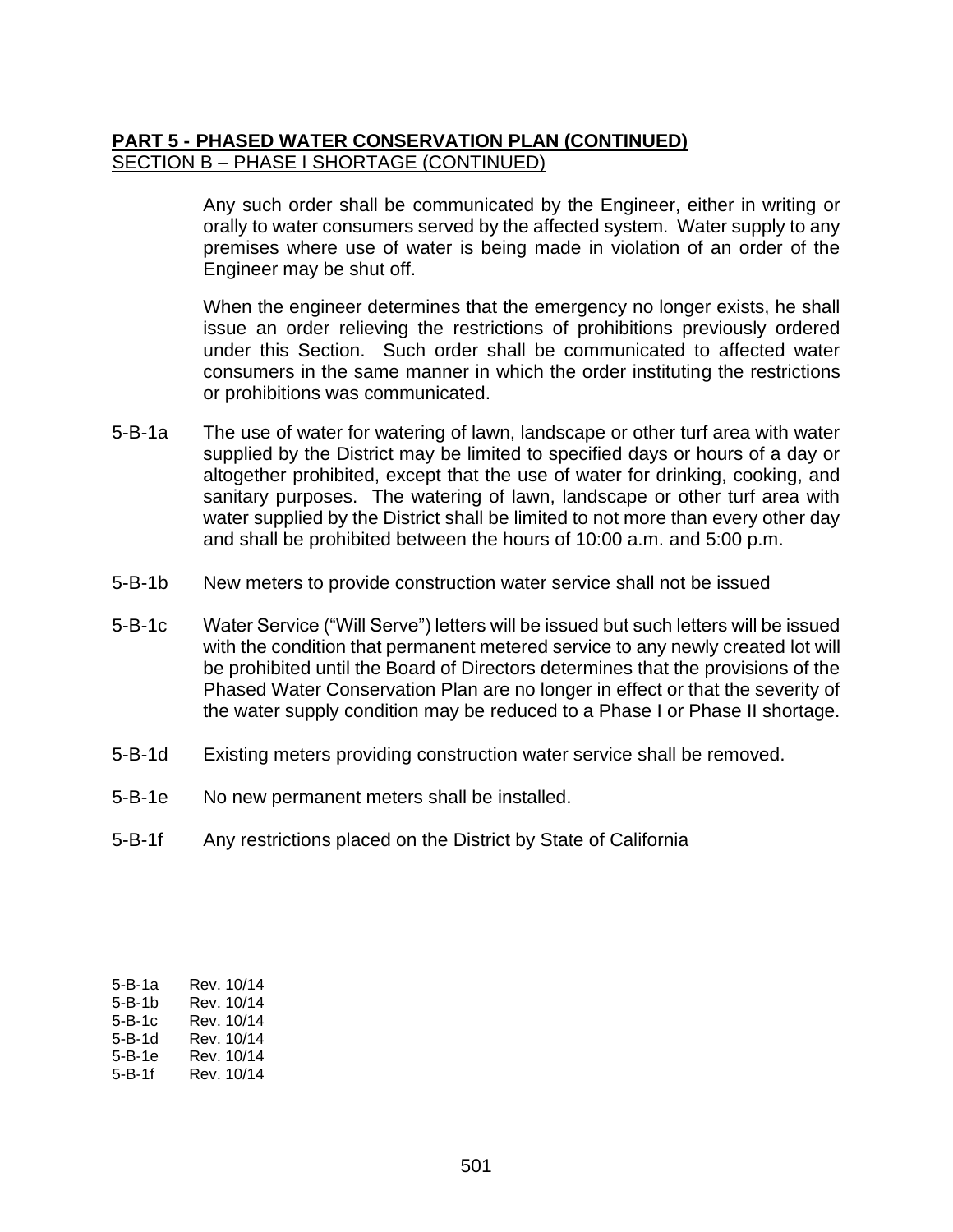**PART 5 - PHASED WATER CONSERVATION PLAN (CONTINUED)**

SECTION B – PHASE I SHORTAGE (CONTINUED)

Any such order shall be communicated by the Engineer, either in writing or orally to water consumers served by the affected system. Water supply to any premises where use of water is being made in violation of an order of the Engineer may be shut off.

When the engineer determines that the emergency no longer exists, he shall issue an order relieving the restrictions of prohibitions previously ordered under this Section. Such order shall be communicated to affected water consumers in the same manner in which the order instituting the restrictions or prohibitions was communicated.

5-B-1a The use of water for watering of lawn, landscape or other turf area with water supplied by the District may be limited to specified days or hours of a day or altogether prohibited, except that the use of water for drinking, cooking, and sanitary purposes. The watering of lawn, landscape or other turf area with water supplied by the District shall be limited to not more than every other day and shall be prohibited between the hours of 10:00 a.m. and 5:00 p.m.

5-B-1b New meters to provide construction water service shall not be issued

5-B-1c Water Service ("Will Serve") letters will be issued but such letters will be issued with the condition that permanent metered service to any newly created lot will be prohibited until the Board of Directors determines that the provisions of the Phased Water Conservation Plan are no longer in effect or that the severity of the water supply condition may be reduced to a Phase I or Phase II shortage.

5-B-1d Existing meters providing construction water service shall be removed.

5-B-1e No new permanent meters shall be installed.

5-B-1f Any restrictions placed on the District by State of California

5-B-1a Rev. 10/14
5-B-1b Rev. 10/14
5-B-1c Rev. 10/14
5-B-1d Rev. 10/14
5-B-1e Rev. 10/14
5-B-1f Rev. 10/14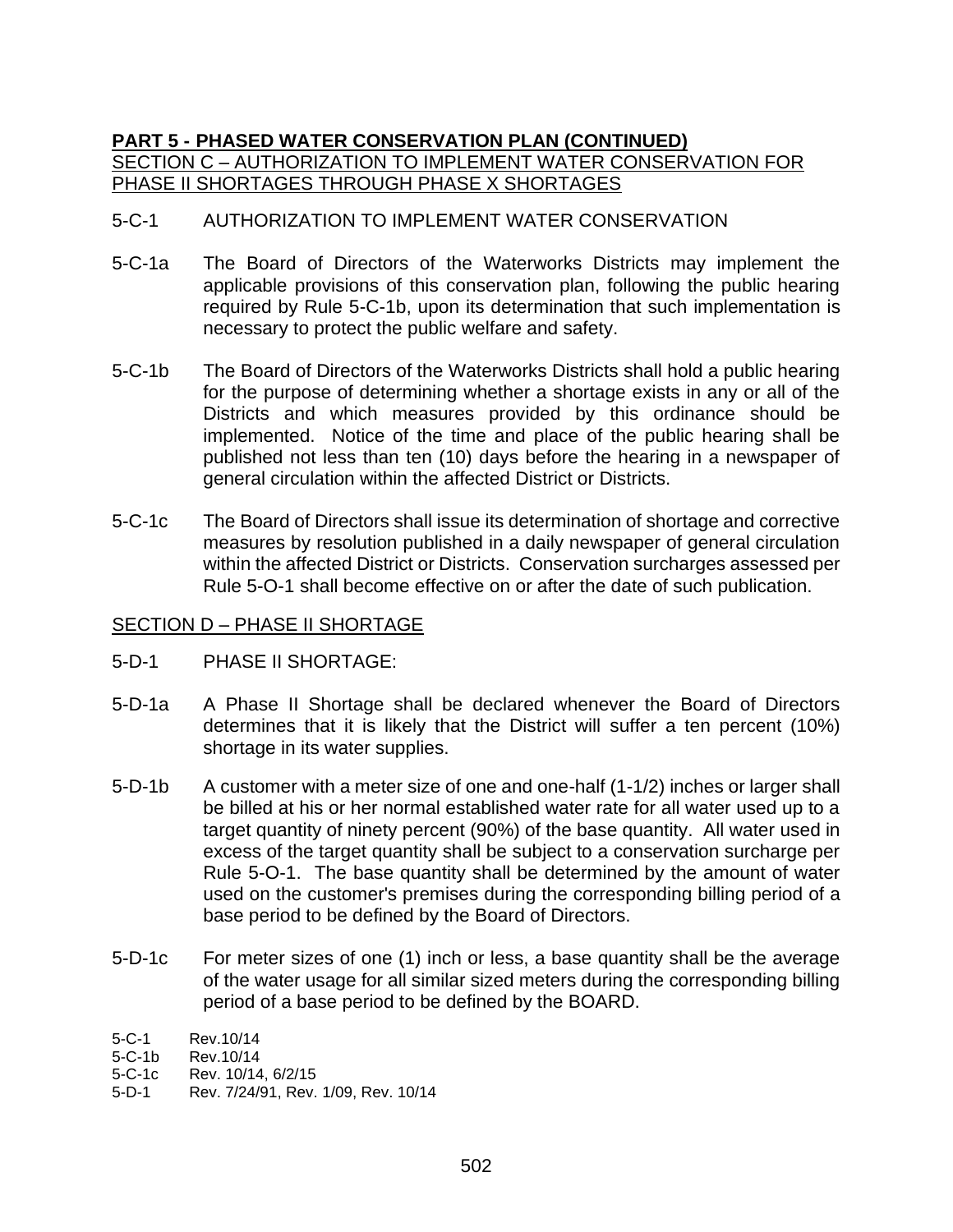## **PART 5 - PHASED WATER CONSERVATION PLAN (CONTINUED)**

SECTION C – AUTHORIZATION TO IMPLEMENT WATER CONSERVATION FOR PHASE II SHORTAGES THROUGH PHASE X SHORTAGES

5-C-1 AUTHORIZATION TO IMPLEMENT WATER CONSERVATION

5-C-1a The Board of Directors of the Waterworks Districts may implement the applicable provisions of this conservation plan, following the public hearing required by Rule 5-C-1b, upon its determination that such implementation is necessary to protect the public welfare and safety.

5-C-1b The Board of Directors of the Waterworks Districts shall hold a public hearing for the purpose of determining whether a shortage exists in any or all of the Districts and which measures provided by this ordinance should be implemented. Notice of the time and place of the public hearing shall be published not less than ten (10) days before the hearing in a newspaper of general circulation within the affected District or Districts.

5-C-1c The Board of Directors shall issue its determination of shortage and corrective measures by resolution published in a daily newspaper of general circulation within the affected District or Districts. Conservation surcharges assessed per Rule 5-O-1 shall become effective on or after the date of such publication.

SECTION D – PHASE II SHORTAGE

5-D-1 PHASE II SHORTAGE:

5-D-1a A Phase II Shortage shall be declared whenever the Board of Directors determines that it is likely that the District will suffer a ten percent (10%) shortage in its water supplies.

5-D-1b A customer with a meter size of one and one-half (1-1/2) inches or larger shall be billed at his or her normal established water rate for all water used up to a target quantity of ninety percent (90%) of the base quantity. All water used in excess of the target quantity shall be subject to a conservation surcharge per Rule 5-O-1. The base quantity shall be determined by the amount of water used on the customer's premises during the corresponding billing period of a base period to be defined by the Board of Directors.

5-D-1c For meter sizes of one (1) inch or less, a base quantity shall be the average of the water usage for all similar sized meters during the corresponding billing period of a base period to be defined by the BOARD.

5-C-1 Rev.10/14
5-C-1b Rev.10/14
5-C-1c Rev. 10/14, 6/2/15
5-D-1 Rev. 7/24/91, Rev. 1/09, Rev. 10/14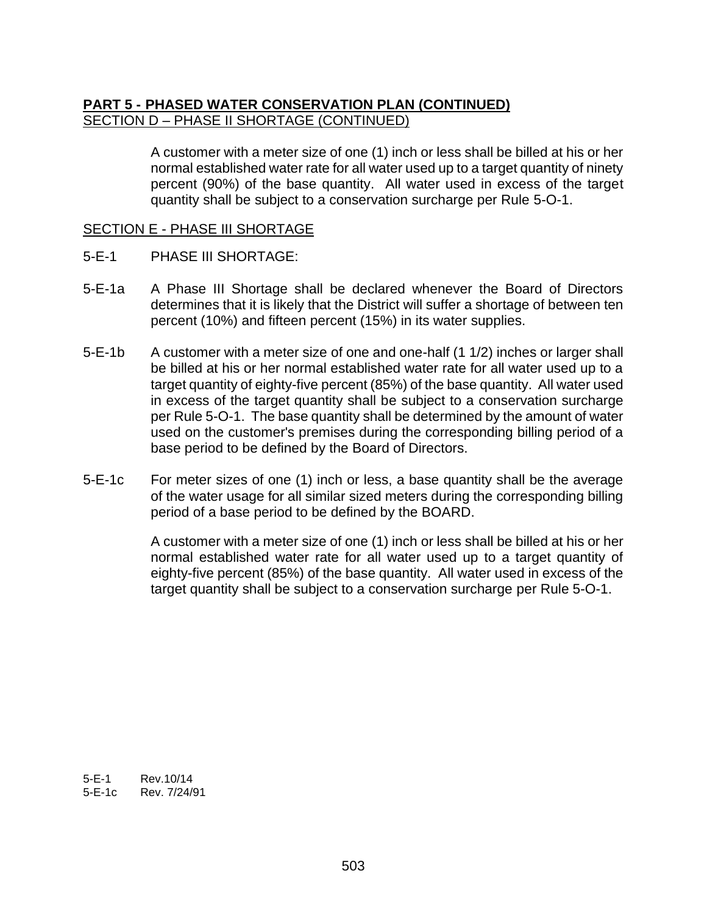## PART 5 - PHASED WATER CONSERVATION PLAN (CONTINUED)

SECTION D – PHASE II SHORTAGE (CONTINUED)

A customer with a meter size of one (1) inch or less shall be billed at his or her normal established water rate for all water used up to a target quantity of ninety percent (90%) of the base quantity. All water used in excess of the target quantity shall be subject to a conservation surcharge per Rule 5-O-1.

SECTION E - PHASE III SHORTAGE

5-E-1 PHASE III SHORTAGE:

5-E-1a A Phase III Shortage shall be declared whenever the Board of Directors determines that it is likely that the District will suffer a shortage of between ten percent (10%) and fifteen percent (15%) in its water supplies.

5-E-1b A customer with a meter size of one and one-half (1 1/2) inches or larger shall be billed at his or her normal established water rate for all water used up to a target quantity of eighty-five percent (85%) of the base quantity. All water used in excess of the target quantity shall be subject to a conservation surcharge per Rule 5-O-1. The base quantity shall be determined by the amount of water used on the customer's premises during the corresponding billing period of a base period to be defined by the Board of Directors.

5-E-1c For meter sizes of one (1) inch or less, a base quantity shall be the average of the water usage for all similar sized meters during the corresponding billing period of a base period to be defined by the BOARD.

A customer with a meter size of one (1) inch or less shall be billed at his or her normal established water rate for all water used up to a target quantity of eighty-five percent (85%) of the base quantity. All water used in excess of the target quantity shall be subject to a conservation surcharge per Rule 5-O-1.

5-E-1 Rev.10/14
5-E-1c Rev. 7/24/91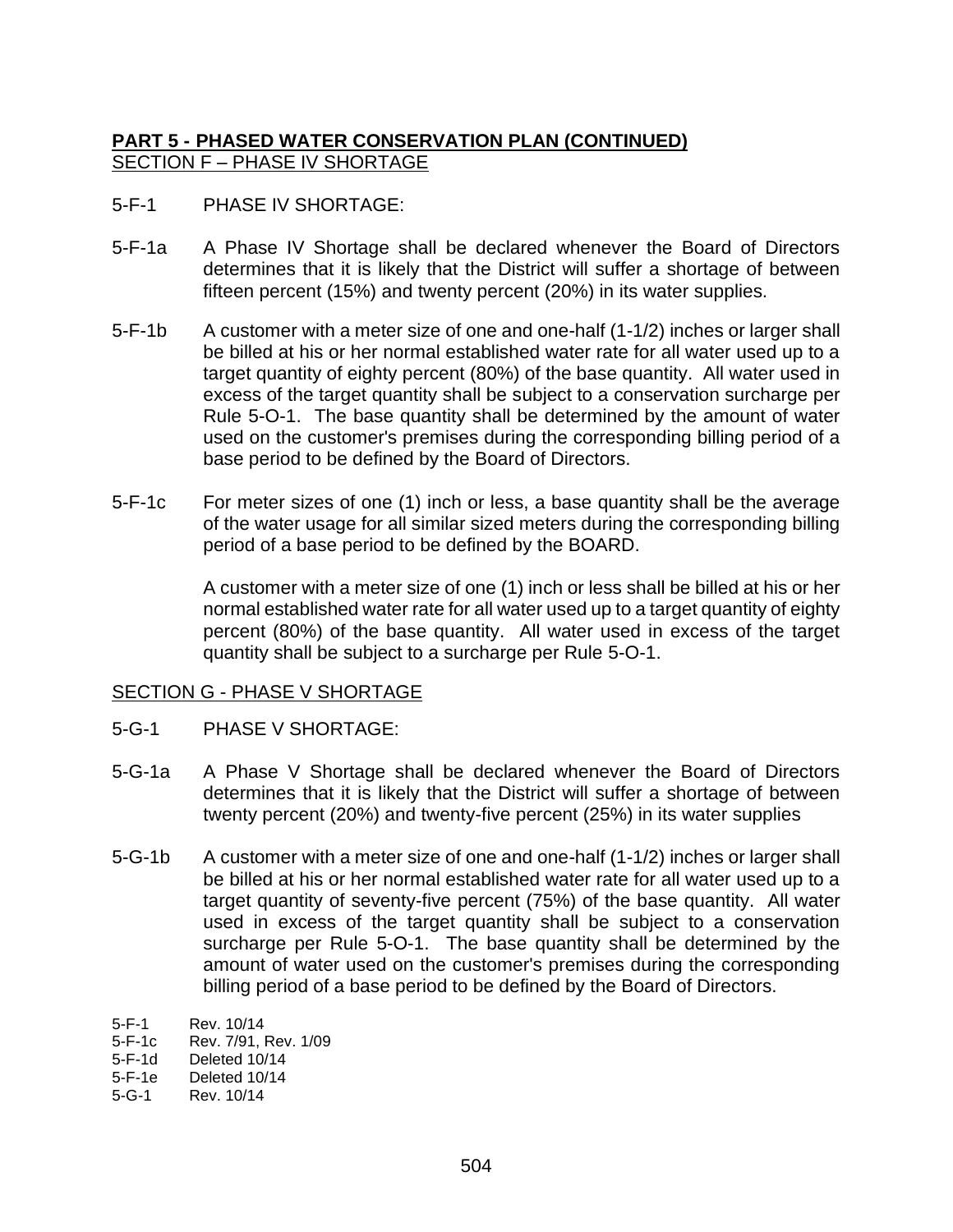## PART 5 - PHASED WATER CONSERVATION PLAN (CONTINUED)

### SECTION F – PHASE IV SHORTAGE

5-F-1 PHASE IV SHORTAGE:

5-F-1a A Phase IV Shortage shall be declared whenever the Board of Directors determines that it is likely that the District will suffer a shortage of between fifteen percent (15%) and twenty percent (20%) in its water supplies.

5-F-1b A customer with a meter size of one and one-half (1-1/2) inches or larger shall be billed at his or her normal established water rate for all water used up to a target quantity of eighty percent (80%) of the base quantity. All water used in excess of the target quantity shall be subject to a conservation surcharge per Rule 5-O-1. The base quantity shall be determined by the amount of water used on the customer's premises during the corresponding billing period of a base period to be defined by the Board of Directors.

5-F-1c For meter sizes of one (1) inch or less, a base quantity shall be the average of the water usage for all similar sized meters during the corresponding billing period of a base period to be defined by the BOARD.

A customer with a meter size of one (1) inch or less shall be billed at his or her normal established water rate for all water used up to a target quantity of eighty percent (80%) of the base quantity. All water used in excess of the target quantity shall be subject to a surcharge per Rule 5-O-1.

### SECTION G - PHASE V SHORTAGE

5-G-1 PHASE V SHORTAGE:

5-G-1a A Phase V Shortage shall be declared whenever the Board of Directors determines that it is likely that the District will suffer a shortage of between twenty percent (20%) and twenty-five percent (25%) in its water supplies

5-G-1b A customer with a meter size of one and one-half (1-1/2) inches or larger shall be billed at his or her normal established water rate for all water used up to a target quantity of seventy-five percent (75%) of the base quantity. All water used in excess of the target quantity shall be subject to a conservation surcharge per Rule 5-O-1. The base quantity shall be determined by the amount of water used on the customer's premises during the corresponding billing period of a base period to be defined by the Board of Directors.

5-F-1 Rev. 10/14
5-F-1c Rev. 7/91, Rev. 1/09
5-F-1d Deleted 10/14
5-F-1e Deleted 10/14
5-G-1 Rev. 10/14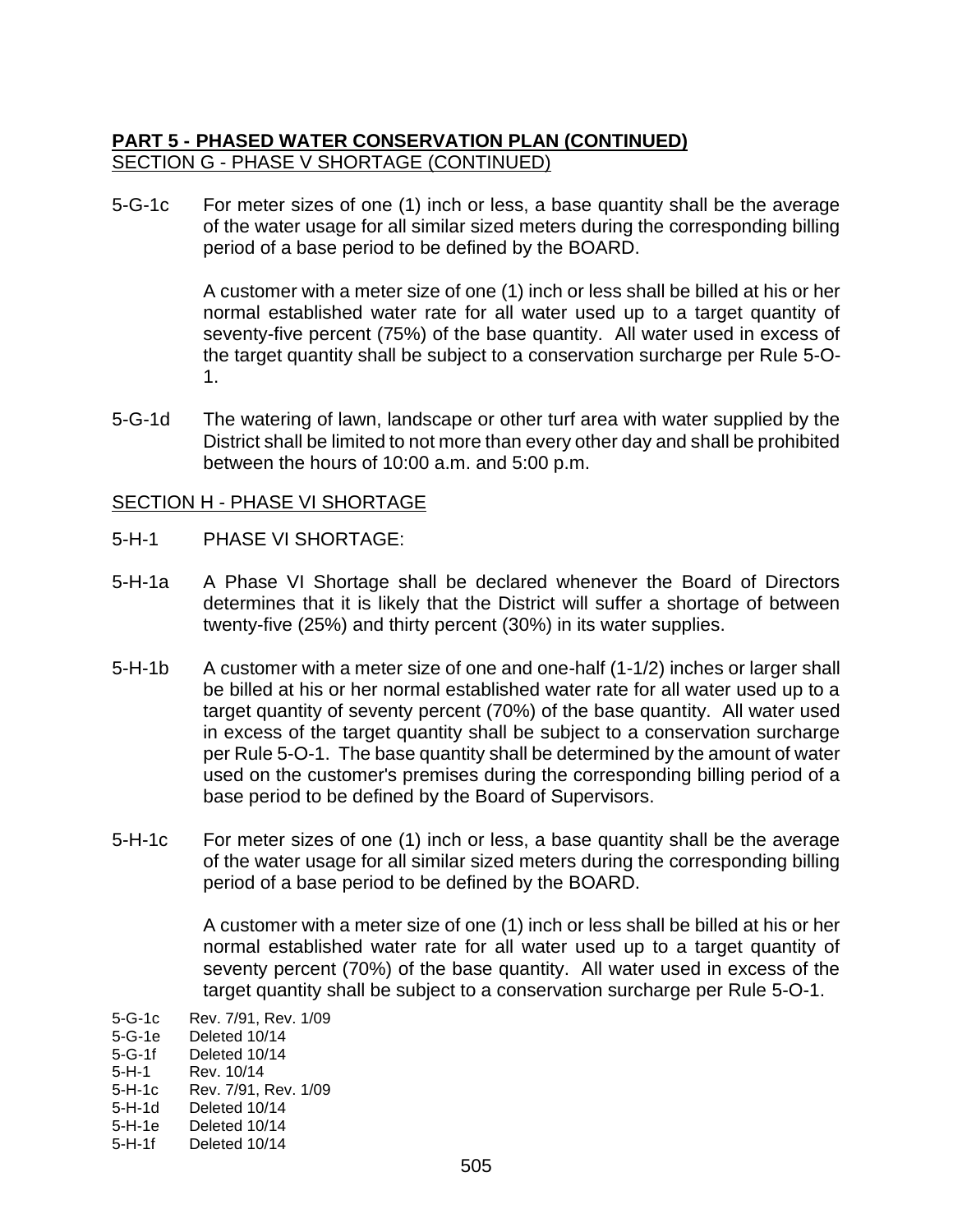**PART 5 - PHASED WATER CONSERVATION PLAN (CONTINUED)**

SECTION G - PHASE V SHORTAGE (CONTINUED)

5-G-1c For meter sizes of one (1) inch or less, a base quantity shall be the average of the water usage for all similar sized meters during the corresponding billing period of a base period to be defined by the BOARD.

A customer with a meter size of one (1) inch or less shall be billed at his or her normal established water rate for all water used up to a target quantity of seventy-five percent (75%) of the base quantity. All water used in excess of the target quantity shall be subject to a conservation surcharge per Rule 5-O-1.

5-G-1d The watering of lawn, landscape or other turf area with water supplied by the District shall be limited to not more than every other day and shall be prohibited between the hours of 10:00 a.m. and 5:00 p.m.

SECTION H - PHASE VI SHORTAGE

5-H-1 PHASE VI SHORTAGE:

5-H-1a A Phase VI Shortage shall be declared whenever the Board of Directors determines that it is likely that the District will suffer a shortage of between twenty-five (25%) and thirty percent (30%) in its water supplies.

5-H-1b A customer with a meter size of one and one-half (1-1/2) inches or larger shall be billed at his or her normal established water rate for all water used up to a target quantity of seventy percent (70%) of the base quantity. All water used in excess of the target quantity shall be subject to a conservation surcharge per Rule 5-O-1. The base quantity shall be determined by the amount of water used on the customer's premises during the corresponding billing period of a base period to be defined by the Board of Supervisors.

5-H-1c For meter sizes of one (1) inch or less, a base quantity shall be the average of the water usage for all similar sized meters during the corresponding billing period of a base period to be defined by the BOARD.

A customer with a meter size of one (1) inch or less shall be billed at his or her normal established water rate for all water used up to a target quantity of seventy percent (70%) of the base quantity. All water used in excess of the target quantity shall be subject to a conservation surcharge per Rule 5-O-1.

5-G-1c Rev. 7/91, Rev. 1/09
5-G-1e Deleted 10/14
5-G-1f Deleted 10/14
5-H-1 Rev. 10/14
5-H-1c Rev. 7/91, Rev. 1/09
5-H-1d Deleted 10/14
5-H-1e Deleted 10/14
5-H-1f Deleted 10/14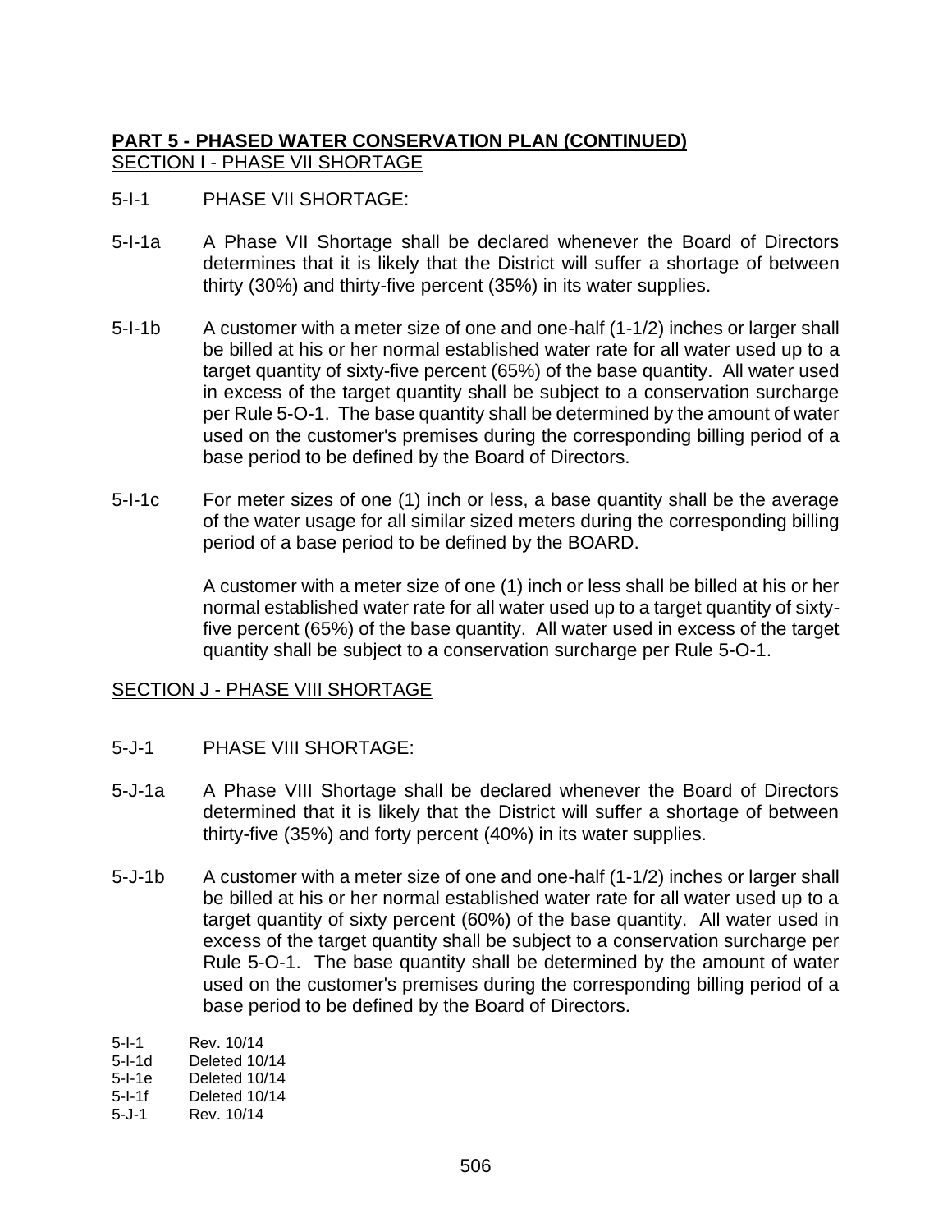**PART 5 - PHASED WATER CONSERVATION PLAN (CONTINUED)**

SECTION I - PHASE VII SHORTAGE

5-I-1 PHASE VII SHORTAGE:

5-I-1a A Phase VII Shortage shall be declared whenever the Board of Directors determines that it is likely that the District will suffer a shortage of between thirty (30%) and thirty-five percent (35%) in its water supplies.

5-I-1b A customer with a meter size of one and one-half (1-1/2) inches or larger shall be billed at his or her normal established water rate for all water used up to a target quantity of sixty-five percent (65%) of the base quantity. All water used in excess of the target quantity shall be subject to a conservation surcharge per Rule 5-O-1. The base quantity shall be determined by the amount of water used on the customer's premises during the corresponding billing period of a base period to be defined by the Board of Directors.

5-I-1c For meter sizes of one (1) inch or less, a base quantity shall be the average of the water usage for all similar sized meters during the corresponding billing period of a base period to be defined by the BOARD.

A customer with a meter size of one (1) inch or less shall be billed at his or her normal established water rate for all water used up to a target quantity of sixty-five percent (65%) of the base quantity. All water used in excess of the target quantity shall be subject to a conservation surcharge per Rule 5-O-1.

SECTION J - PHASE VIII SHORTAGE

5-J-1 PHASE VIII SHORTAGE:

5-J-1a A Phase VIII Shortage shall be declared whenever the Board of Directors determined that it is likely that the District will suffer a shortage of between thirty-five (35%) and forty percent (40%) in its water supplies.

5-J-1b A customer with a meter size of one and one-half (1-1/2) inches or larger shall be billed at his or her normal established water rate for all water used up to a target quantity of sixty percent (60%) of the base quantity. All water used in excess of the target quantity shall be subject to a conservation surcharge per Rule 5-O-1. The base quantity shall be determined by the amount of water used on the customer's premises during the corresponding billing period of a base period to be defined by the Board of Directors.

5-I-1 Rev. 10/14
5-I-1d Deleted 10/14
5-I-1e Deleted 10/14
5-I-1f Deleted 10/14
5-J-1 Rev. 10/14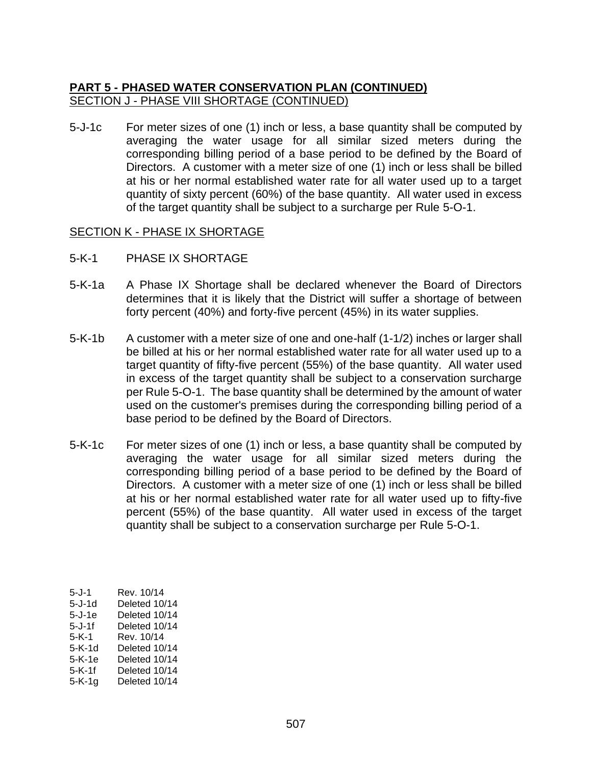**PART 5 - PHASED WATER CONSERVATION PLAN (CONTINUED)**
SECTION J - PHASE VIII SHORTAGE (CONTINUED)

5-J-1c For meter sizes of one (1) inch or less, a base quantity shall be computed by averaging the water usage for all similar sized meters during the corresponding billing period of a base period to be defined by the Board of Directors. A customer with a meter size of one (1) inch or less shall be billed at his or her normal established water rate for all water used up to a target quantity of sixty percent (60%) of the base quantity. All water used in excess of the target quantity shall be subject to a surcharge per Rule 5-O-1.

SECTION K - PHASE IX SHORTAGE

5-K-1 PHASE IX SHORTAGE

5-K-1a A Phase IX Shortage shall be declared whenever the Board of Directors determines that it is likely that the District will suffer a shortage of between forty percent (40%) and forty-five percent (45%) in its water supplies.

5-K-1b A customer with a meter size of one and one-half (1-1/2) inches or larger shall be billed at his or her normal established water rate for all water used up to a target quantity of fifty-five percent (55%) of the base quantity. All water used in excess of the target quantity shall be subject to a conservation surcharge per Rule 5-O-1. The base quantity shall be determined by the amount of water used on the customer's premises during the corresponding billing period of a base period to be defined by the Board of Directors.

5-K-1c For meter sizes of one (1) inch or less, a base quantity shall be computed by averaging the water usage for all similar sized meters during the corresponding billing period of a base period to be defined by the Board of Directors. A customer with a meter size of one (1) inch or less shall be billed at his or her normal established water rate for all water used up to fifty-five percent (55%) of the base quantity. All water used in excess of the target quantity shall be subject to a conservation surcharge per Rule 5-O-1.

5-J-1 Rev. 10/14
5-J-1d Deleted 10/14
5-J-1e Deleted 10/14
5-J-1f Deleted 10/14
5-K-1 Rev. 10/14
5-K-1d Deleted 10/14
5-K-1e Deleted 10/14
5-K-1f Deleted 10/14
5-K-1g Deleted 10/14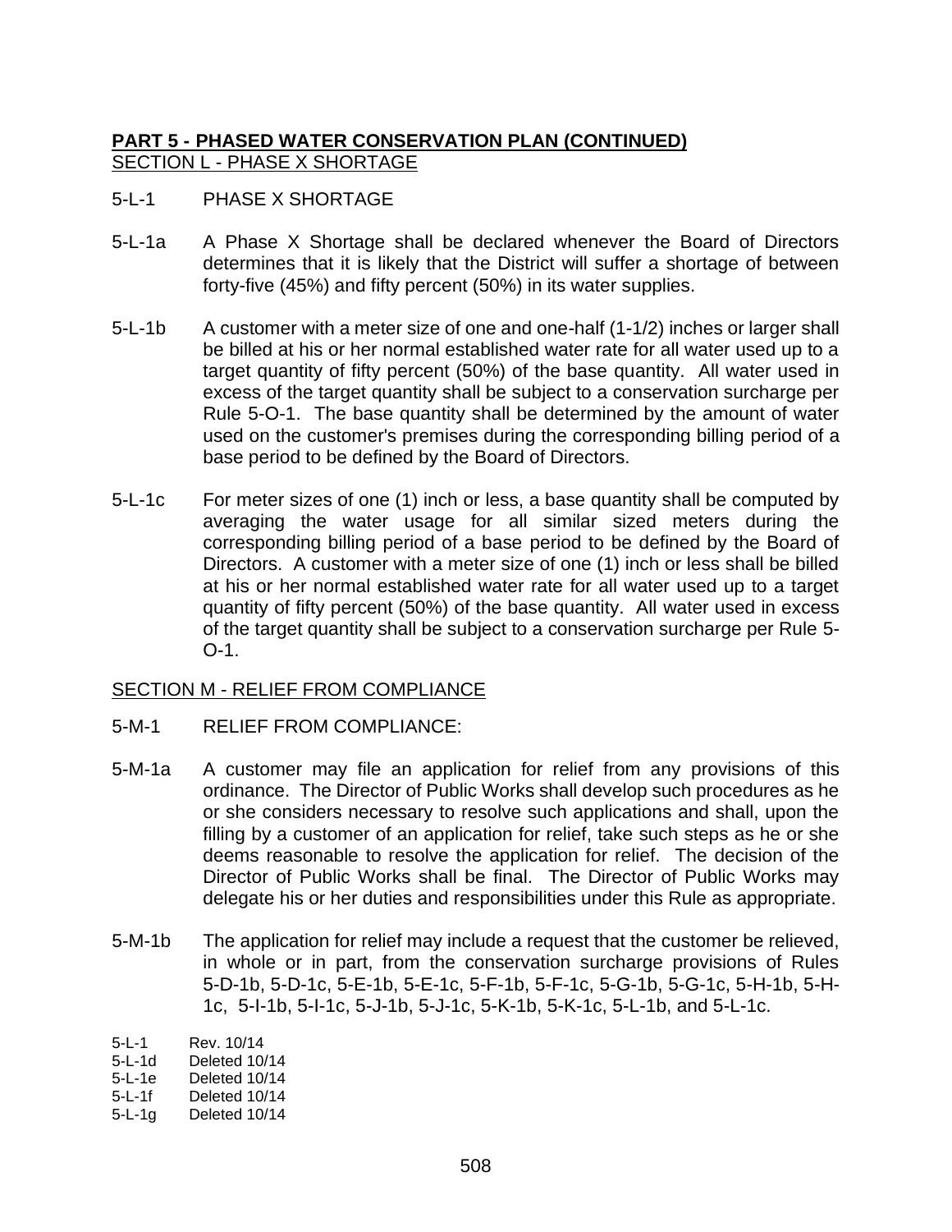## PART 5 - PHASED WATER CONSERVATION PLAN (CONTINUED)

SECTION L - PHASE X SHORTAGE

5-L-1 PHASE X SHORTAGE

5-L-1a A Phase X Shortage shall be declared whenever the Board of Directors determines that it is likely that the District will suffer a shortage of between forty-five (45%) and fifty percent (50%) in its water supplies.

5-L-1b A customer with a meter size of one and one-half (1-1/2) inches or larger shall be billed at his or her normal established water rate for all water used up to a target quantity of fifty percent (50%) of the base quantity. All water used in excess of the target quantity shall be subject to a conservation surcharge per Rule 5-O-1. The base quantity shall be determined by the amount of water used on the customer's premises during the corresponding billing period of a base period to be defined by the Board of Directors.

5-L-1c For meter sizes of one (1) inch or less, a base quantity shall be computed by averaging the water usage for all similar sized meters during the corresponding billing period of a base period to be defined by the Board of Directors. A customer with a meter size of one (1) inch or less shall be billed at his or her normal established water rate for all water used up to a target quantity of fifty percent (50%) of the base quantity. All water used in excess of the target quantity shall be subject to a conservation surcharge per Rule 5-O-1.

SECTION M - RELIEF FROM COMPLIANCE

5-M-1 RELIEF FROM COMPLIANCE:

5-M-1a A customer may file an application for relief from any provisions of this ordinance. The Director of Public Works shall develop such procedures as he or she considers necessary to resolve such applications and shall, upon the filling by a customer of an application for relief, take such steps as he or she deems reasonable to resolve the application for relief. The decision of the Director of Public Works shall be final. The Director of Public Works may delegate his or her duties and responsibilities under this Rule as appropriate.

5-M-1b The application for relief may include a request that the customer be relieved, in whole or in part, from the conservation surcharge provisions of Rules 5-D-1b, 5-D-1c, 5-E-1b, 5-E-1c, 5-F-1b, 5-F-1c, 5-G-1b, 5-G-1c, 5-H-1b, 5-H-1c, 5-I-1b, 5-I-1c, 5-J-1b, 5-J-1c, 5-K-1b, 5-K-1c, 5-L-1b, and 5-L-1c.

5-L-1 Rev. 10/14
5-L-1d Deleted 10/14
5-L-1e Deleted 10/14
5-L-1f Deleted 10/14
5-L-1g Deleted 10/14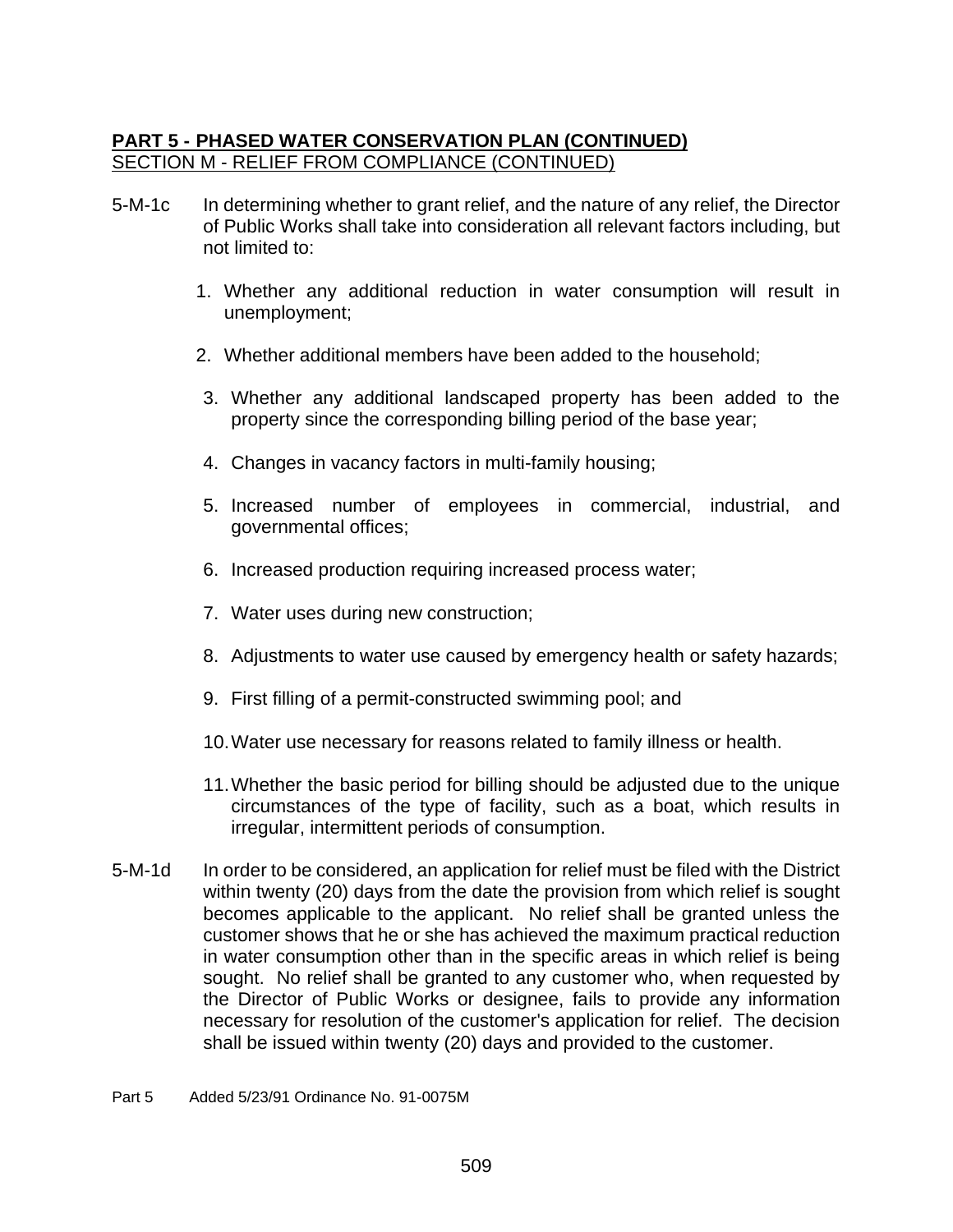**PART 5 - PHASED WATER CONSERVATION PLAN (CONTINUED)**
SECTION M - RELIEF FROM COMPLIANCE (CONTINUED)

5-M-1c In determining whether to grant relief, and the nature of any relief, the Director of Public Works shall take into consideration all relevant factors including, but not limited to:

1. Whether any additional reduction in water consumption will result in unemployment;
2. Whether additional members have been added to the household;
3. Whether any additional landscaped property has been added to the property since the corresponding billing period of the base year;
4. Changes in vacancy factors in multi-family housing;
5. Increased number of employees in commercial, industrial, and governmental offices;
6. Increased production requiring increased process water;
7. Water uses during new construction;
8. Adjustments to water use caused by emergency health or safety hazards;
9. First filling of a permit-constructed swimming pool; and
10. Water use necessary for reasons related to family illness or health.
11. Whether the basic period for billing should be adjusted due to the unique circumstances of the type of facility, such as a boat, which results in irregular, intermittent periods of consumption.

5-M-1d In order to be considered, an application for relief must be filed with the District within twenty (20) days from the date the provision from which relief is sought becomes applicable to the applicant. No relief shall be granted unless the customer shows that he or she has achieved the maximum practical reduction in water consumption other than in the specific areas in which relief is being sought. No relief shall be granted to any customer who, when requested by the Director of Public Works or designee, fails to provide any information necessary for resolution of the customer's application for relief. The decision shall be issued within twenty (20) days and provided to the customer.

Part 5 Added 5/23/91 Ordinance No. 91-0075M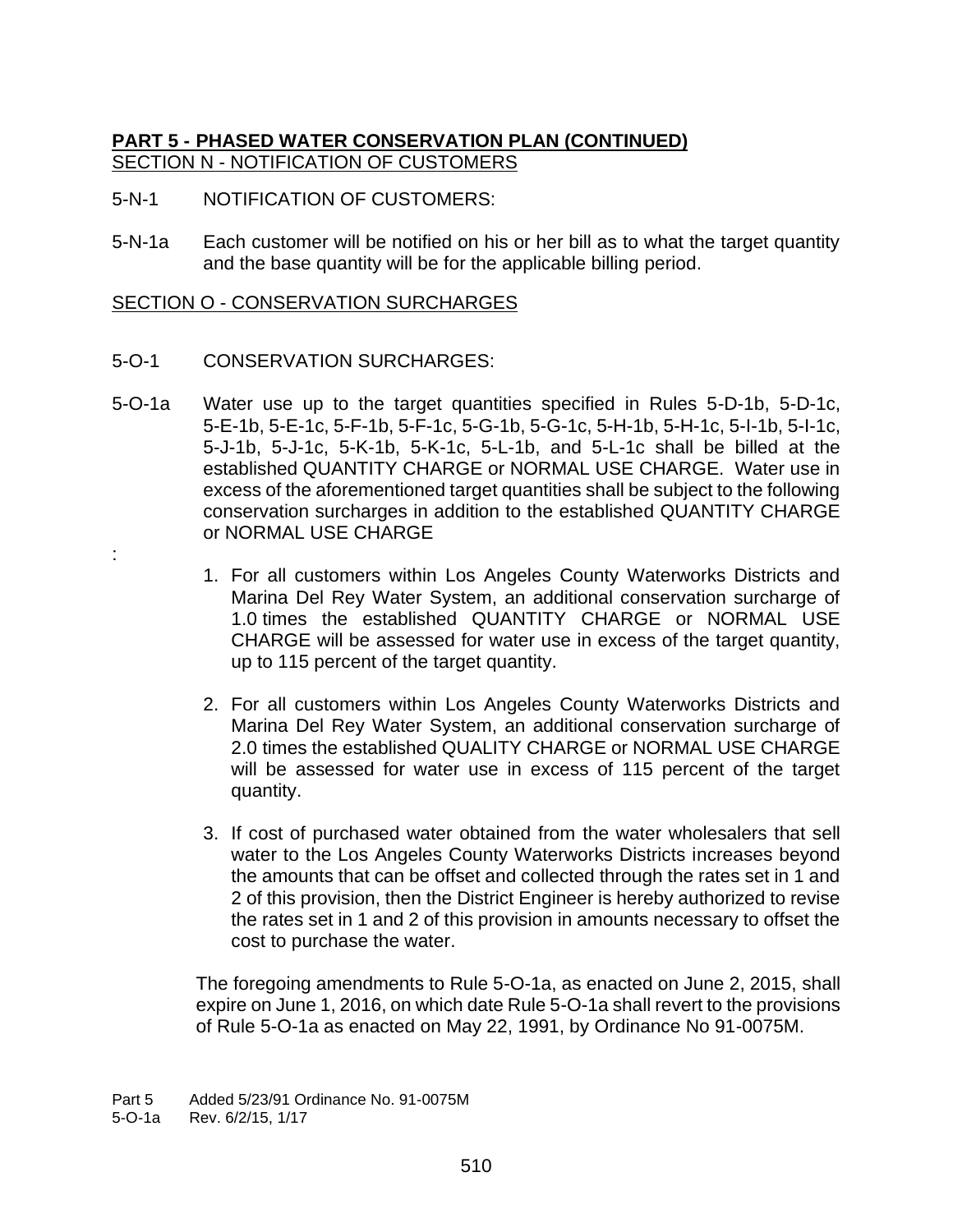## PART 5 - PHASED WATER CONSERVATION PLAN (CONTINUED)

SECTION N - NOTIFICATION OF CUSTOMERS

5-N-1 NOTIFICATION OF CUSTOMERS:

5-N-1a Each customer will be notified on his or her bill as to what the target quantity and the base quantity will be for the applicable billing period.

SECTION O - CONSERVATION SURCHARGES

5-O-1 CONSERVATION SURCHARGES:

5-O-1a Water use up to the target quantities specified in Rules 5-D-1b, 5-D-1c, 5-E-1b, 5-E-1c, 5-F-1b, 5-F-1c, 5-G-1b, 5-G-1c, 5-H-1b, 5-H-1c, 5-I-1b, 5-I-1c, 5-J-1b, 5-J-1c, 5-K-1b, 5-K-1c, 5-L-1b, and 5-L-1c shall be billed at the established QUANTITY CHARGE or NORMAL USE CHARGE. Water use in excess of the aforementioned target quantities shall be subject to the following conservation surcharges in addition to the established QUANTITY CHARGE or NORMAL USE CHARGE

:

1. For all customers within Los Angeles County Waterworks Districts and Marina Del Rey Water System, an additional conservation surcharge of 1.0 times the established QUANTITY CHARGE or NORMAL USE CHARGE will be assessed for water use in excess of the target quantity, up to 115 percent of the target quantity.

2. For all customers within Los Angeles County Waterworks Districts and Marina Del Rey Water System, an additional conservation surcharge of 2.0 times the established QUALITY CHARGE or NORMAL USE CHARGE will be assessed for water use in excess of 115 percent of the target quantity.

3. If cost of purchased water obtained from the water wholesalers that sell water to the Los Angeles County Waterworks Districts increases beyond the amounts that can be offset and collected through the rates set in 1 and 2 of this provision, then the District Engineer is hereby authorized to revise the rates set in 1 and 2 of this provision in amounts necessary to offset the cost to purchase the water.

The foregoing amendments to Rule 5-O-1a, as enacted on June 2, 2015, shall expire on June 1, 2016, on which date Rule 5-O-1a shall revert to the provisions of Rule 5-O-1a as enacted on May 22, 1991, by Ordinance No 91-0075M.

Part 5 Added 5/23/91 Ordinance No. 91-0075M
5-O-1a Rev. 6/2/15, 1/17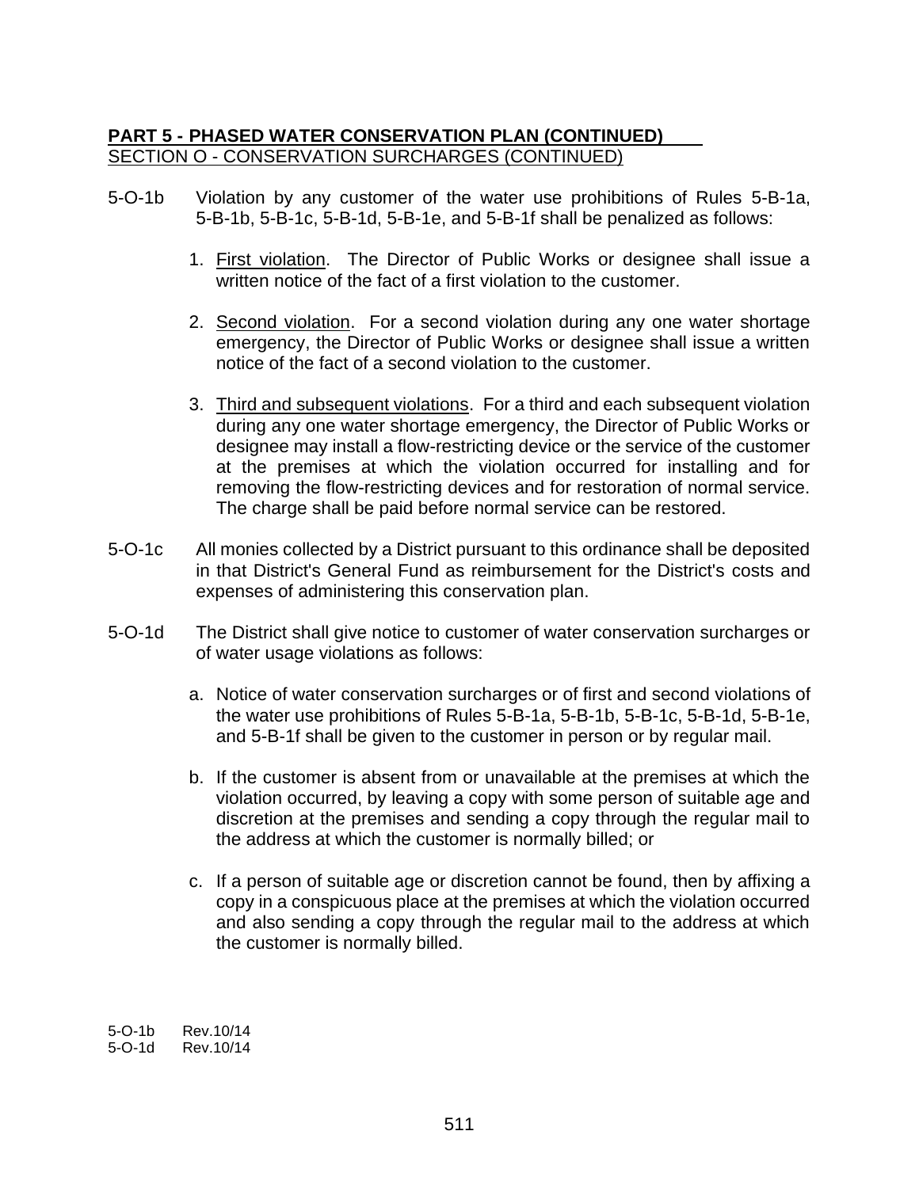**PART 5 - PHASED WATER CONSERVATION PLAN (CONTINUED)**

SECTION O - CONSERVATION SURCHARGES (CONTINUED)

5-O-1b Violation by any customer of the water use prohibitions of Rules 5-B-1a, 5-B-1b, 5-B-1c, 5-B-1d, 5-B-1e, and 5-B-1f shall be penalized as follows:

1. First violation. The Director of Public Works or designee shall issue a written notice of the fact of a first violation to the customer.

2. Second violation. For a second violation during any one water shortage emergency, the Director of Public Works or designee shall issue a written notice of the fact of a second violation to the customer.

3. Third and subsequent violations. For a third and each subsequent violation during any one water shortage emergency, the Director of Public Works or designee may install a flow-restricting device or the service of the customer at the premises at which the violation occurred for installing and for removing the flow-restricting devices and for restoration of normal service. The charge shall be paid before normal service can be restored.

5-O-1c All monies collected by a District pursuant to this ordinance shall be deposited in that District's General Fund as reimbursement for the District's costs and expenses of administering this conservation plan.

5-O-1d The District shall give notice to customer of water conservation surcharges or of water usage violations as follows:

a. Notice of water conservation surcharges or of first and second violations of the water use prohibitions of Rules 5-B-1a, 5-B-1b, 5-B-1c, 5-B-1d, 5-B-1e, and 5-B-1f shall be given to the customer in person or by regular mail.

b. If the customer is absent from or unavailable at the premises at which the violation occurred, by leaving a copy with some person of suitable age and discretion at the premises and sending a copy through the regular mail to the address at which the customer is normally billed; or

c. If a person of suitable age or discretion cannot be found, then by affixing a copy in a conspicuous place at the premises at which the violation occurred and also sending a copy through the regular mail to the address at which the customer is normally billed.

5-O-1b Rev.10/14
5-O-1d Rev.10/14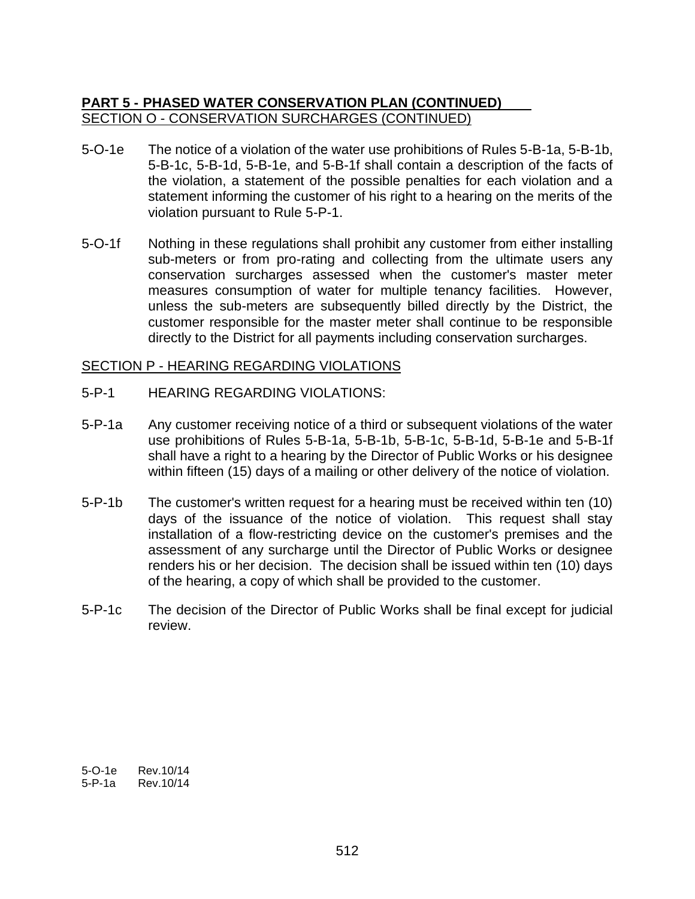**PART 5 - PHASED WATER CONSERVATION PLAN (CONTINUED)**

SECTION O - CONSERVATION SURCHARGES (CONTINUED)

5-O-1e The notice of a violation of the water use prohibitions of Rules 5-B-1a, 5-B-1b, 5-B-1c, 5-B-1d, 5-B-1e, and 5-B-1f shall contain a description of the facts of the violation, a statement of the possible penalties for each violation and a statement informing the customer of his right to a hearing on the merits of the violation pursuant to Rule 5-P-1.

5-O-1f Nothing in these regulations shall prohibit any customer from either installing sub-meters or from pro-rating and collecting from the ultimate users any conservation surcharges assessed when the customer's master meter measures consumption of water for multiple tenancy facilities. However, unless the sub-meters are subsequently billed directly by the District, the customer responsible for the master meter shall continue to be responsible directly to the District for all payments including conservation surcharges.

SECTION P - HEARING REGARDING VIOLATIONS

5-P-1 HEARING REGARDING VIOLATIONS:

5-P-1a Any customer receiving notice of a third or subsequent violations of the water use prohibitions of Rules 5-B-1a, 5-B-1b, 5-B-1c, 5-B-1d, 5-B-1e and 5-B-1f shall have a right to a hearing by the Director of Public Works or his designee within fifteen (15) days of a mailing or other delivery of the notice of violation.

5-P-1b The customer's written request for a hearing must be received within ten (10) days of the issuance of the notice of violation. This request shall stay installation of a flow-restricting device on the customer's premises and the assessment of any surcharge until the Director of Public Works or designee renders his or her decision. The decision shall be issued within ten (10) days of the hearing, a copy of which shall be provided to the customer.

5-P-1c The decision of the Director of Public Works shall be final except for judicial review.

5-O-1e Rev.10/14
5-P-1a Rev.10/14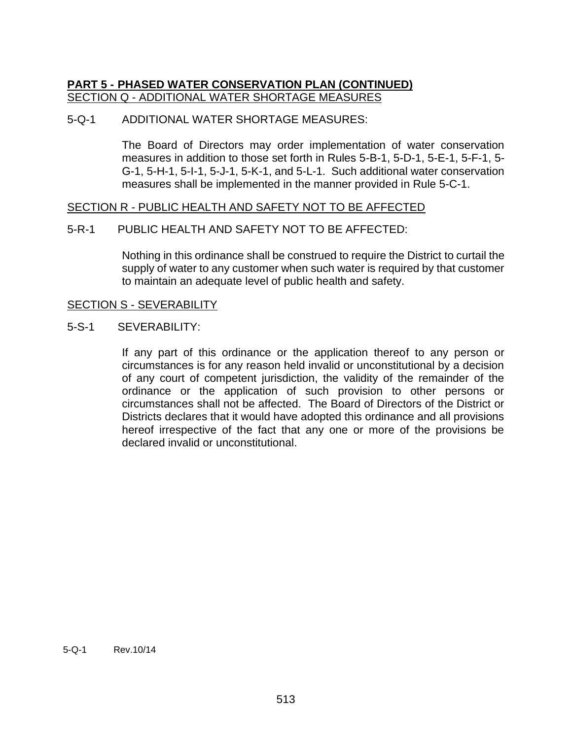**PART 5 - PHASED WATER CONSERVATION PLAN (CONTINUED)**

SECTION Q - ADDITIONAL WATER SHORTAGE MEASURES

5-Q-1 ADDITIONAL WATER SHORTAGE MEASURES:

The Board of Directors may order implementation of water conservation measures in addition to those set forth in Rules 5-B-1, 5-D-1, 5-E-1, 5-F-1, 5-G-1, 5-H-1, 5-I-1, 5-J-1, 5-K-1, and 5-L-1. Such additional water conservation measures shall be implemented in the manner provided in Rule 5-C-1.

SECTION R - PUBLIC HEALTH AND SAFETY NOT TO BE AFFECTED

5-R-1 PUBLIC HEALTH AND SAFETY NOT TO BE AFFECTED:

Nothing in this ordinance shall be construed to require the District to curtail the supply of water to any customer when such water is required by that customer to maintain an adequate level of public health and safety.

SECTION S - SEVERABILITY

5-S-1 SEVERABILITY:

If any part of this ordinance or the application thereof to any person or circumstances is for any reason held invalid or unconstitutional by a decision of any court of competent jurisdiction, the validity of the remainder of the ordinance or the application of such provision to other persons or circumstances shall not be affected. The Board of Directors of the District or Districts declares that it would have adopted this ordinance and all provisions hereof irrespective of the fact that any one or more of the provisions be declared invalid or unconstitutional.

5-Q-1 Rev.10/14